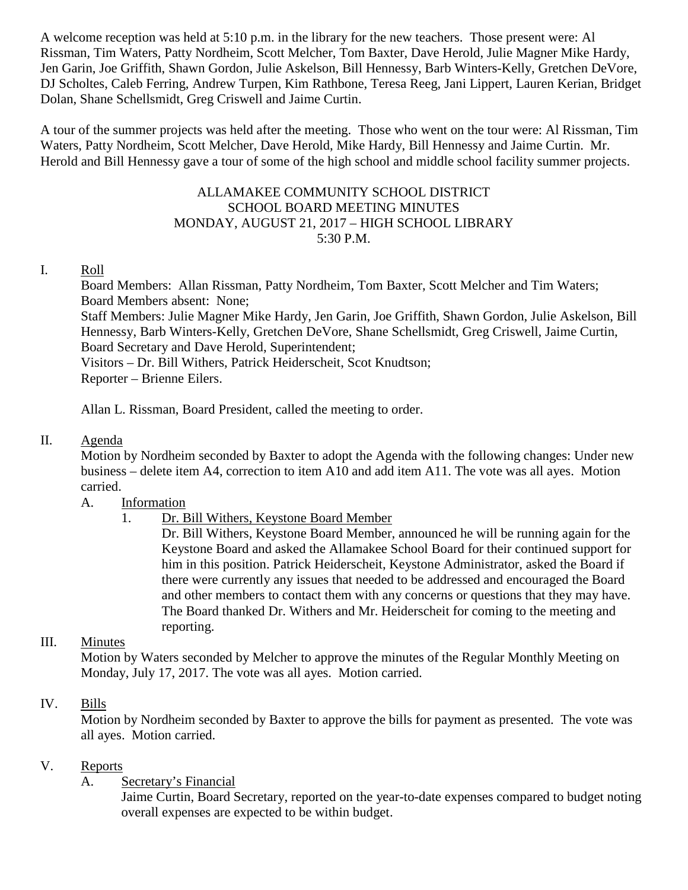A welcome reception was held at 5:10 p.m. in the library for the new teachers. Those present were: Al Rissman, Tim Waters, Patty Nordheim, Scott Melcher, Tom Baxter, Dave Herold, Julie Magner Mike Hardy, Jen Garin, Joe Griffith, Shawn Gordon, Julie Askelson, Bill Hennessy, Barb Winters-Kelly, Gretchen DeVore, DJ Scholtes, Caleb Ferring, Andrew Turpen, Kim Rathbone, Teresa Reeg, Jani Lippert, Lauren Kerian, Bridget Dolan, Shane Schellsmidt, Greg Criswell and Jaime Curtin.

A tour of the summer projects was held after the meeting. Those who went on the tour were: Al Rissman, Tim Waters, Patty Nordheim, Scott Melcher, Dave Herold, Mike Hardy, Bill Hennessy and Jaime Curtin. Mr. Herold and Bill Hennessy gave a tour of some of the high school and middle school facility summer projects.

# ALLAMAKEE COMMUNITY SCHOOL DISTRICT
## SCHOOL BOARD MEETING MINUTES
## MONDAY, AUGUST 21, 2017 – HIGH SCHOOL LIBRARY
## 5:30 P.M.

I. Roll

Board Members: Allan Rissman, Patty Nordheim, Tom Baxter, Scott Melcher and Tim Waters;
Board Members absent: None;
Staff Members: Julie Magner Mike Hardy, Jen Garin, Joe Griffith, Shawn Gordon, Julie Askelson, Bill Hennessy, Barb Winters-Kelly, Gretchen DeVore, Shane Schellsmidt, Greg Criswell, Jaime Curtin, Board Secretary and Dave Herold, Superintendent;
Visitors – Dr. Bill Withers, Patrick Heiderscheit, Scot Knudtson;
Reporter – Brienne Eilers.

Allan L. Rissman, Board President, called the meeting to order.

II. Agenda

Motion by Nordheim seconded by Baxter to adopt the Agenda with the following changes: Under new business – delete item A4, correction to item A10 and add item A11. The vote was all ayes. Motion carried.

A. Information

1. Dr. Bill Withers, Keystone Board Member

Dr. Bill Withers, Keystone Board Member, announced he will be running again for the Keystone Board and asked the Allamakee School Board for their continued support for him in this position. Patrick Heiderscheit, Keystone Administrator, asked the Board if there were currently any issues that needed to be addressed and encouraged the Board and other members to contact them with any concerns or questions that they may have. The Board thanked Dr. Withers and Mr. Heiderscheit for coming to the meeting and reporting.

III. Minutes

Motion by Waters seconded by Melcher to approve the minutes of the Regular Monthly Meeting on Monday, July 17, 2017. The vote was all ayes. Motion carried.

IV. Bills

Motion by Nordheim seconded by Baxter to approve the bills for payment as presented. The vote was all ayes. Motion carried.

V. Reports

A. Secretary's Financial

Jaime Curtin, Board Secretary, reported on the year-to-date expenses compared to budget noting overall expenses are expected to be within budget.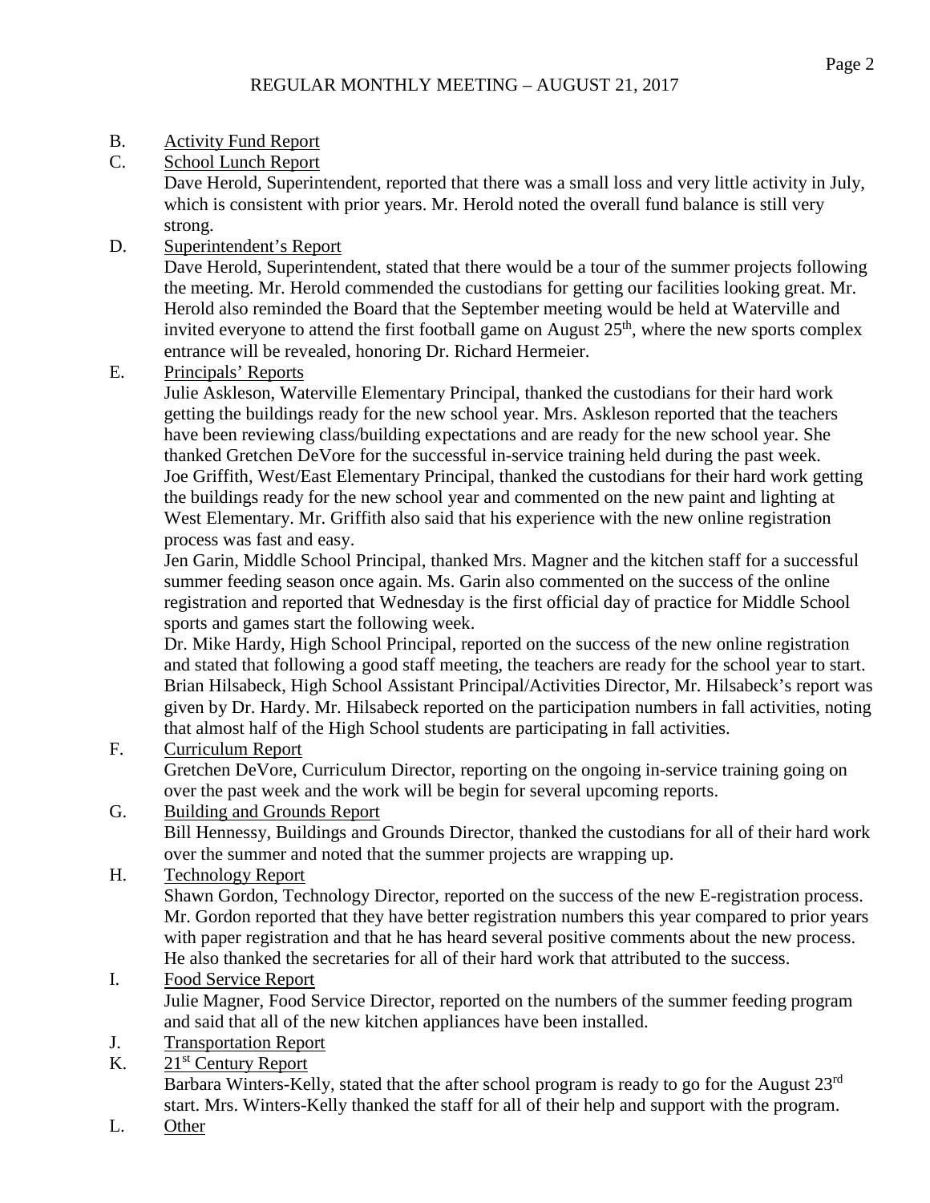REGULAR MONTHLY MEETING – AUGUST 21, 2017

B. Activity Fund Report

C. School Lunch Report

Dave Herold, Superintendent, reported that there was a small loss and very little activity in July, which is consistent with prior years. Mr. Herold noted the overall fund balance is still very strong.

D. Superintendent's Report

Dave Herold, Superintendent, stated that there would be a tour of the summer projects following the meeting. Mr. Herold commended the custodians for getting our facilities looking great. Mr. Herold also reminded the Board that the September meeting would be held at Waterville and invited everyone to attend the first football game on August 25th, where the new sports complex entrance will be revealed, honoring Dr. Richard Hermeier.

E. Principals' Reports

Julie Askleson, Waterville Elementary Principal, thanked the custodians for their hard work getting the buildings ready for the new school year. Mrs. Askleson reported that the teachers have been reviewing class/building expectations and are ready for the new school year. She thanked Gretchen DeVore for the successful in-service training held during the past week.

Joe Griffith, West/East Elementary Principal, thanked the custodians for their hard work getting the buildings ready for the new school year and commented on the new paint and lighting at West Elementary. Mr. Griffith also said that his experience with the new online registration process was fast and easy.

Jen Garin, Middle School Principal, thanked Mrs. Magner and the kitchen staff for a successful summer feeding season once again. Ms. Garin also commented on the success of the online registration and reported that Wednesday is the first official day of practice for Middle School sports and games start the following week.

Dr. Mike Hardy, High School Principal, reported on the success of the new online registration and stated that following a good staff meeting, the teachers are ready for the school year to start.

Brian Hilsabeck, High School Assistant Principal/Activities Director, Mr. Hilsabeck's report was given by Dr. Hardy. Mr. Hilsabeck reported on the participation numbers in fall activities, noting that almost half of the High School students are participating in fall activities.

F. Curriculum Report

Gretchen DeVore, Curriculum Director, reporting on the ongoing in-service training going on over the past week and the work will be begin for several upcoming reports.

G. Building and Grounds Report

Bill Hennessy, Buildings and Grounds Director, thanked the custodians for all of their hard work over the summer and noted that the summer projects are wrapping up.

H. Technology Report

Shawn Gordon, Technology Director, reported on the success of the new E-registration process. Mr. Gordon reported that they have better registration numbers this year compared to prior years with paper registration and that he has heard several positive comments about the new process. He also thanked the secretaries for all of their hard work that attributed to the success.

I. Food Service Report

Julie Magner, Food Service Director, reported on the numbers of the summer feeding program and said that all of the new kitchen appliances have been installed.

J. Transportation Report

K. 21st Century Report

Barbara Winters-Kelly, stated that the after school program is ready to go for the August 23rd start. Mrs. Winters-Kelly thanked the staff for all of their help and support with the program.

L. Other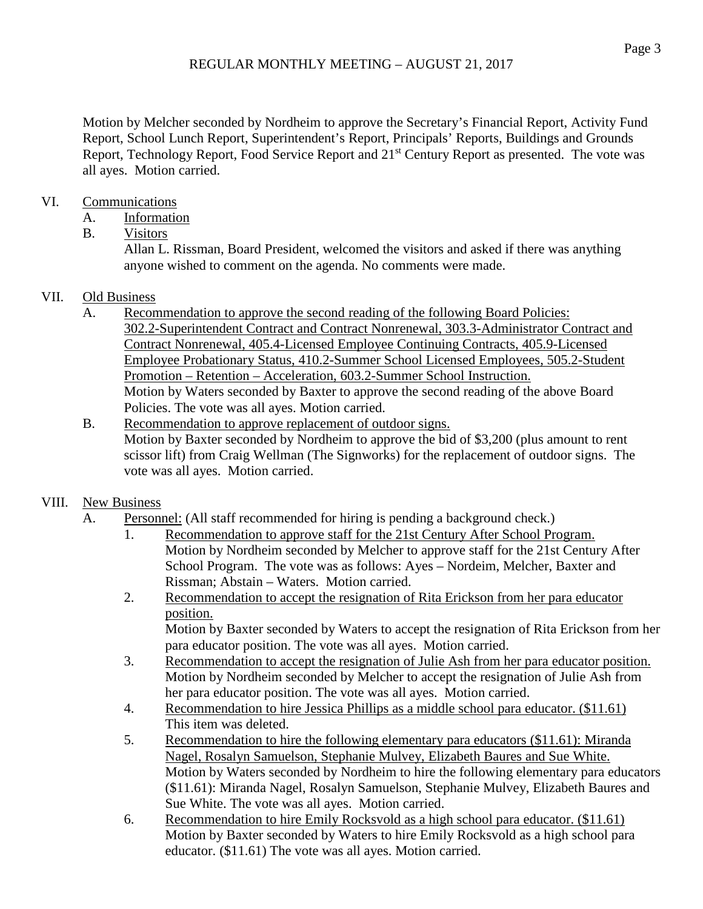## REGULAR MONTHLY MEETING – AUGUST 21, 2017

Motion by Melcher seconded by Nordheim to approve the Secretary's Financial Report, Activity Fund Report, School Lunch Report, Superintendent's Report, Principals' Reports, Buildings and Grounds Report, Technology Report, Food Service Report and 21st Century Report as presented. The vote was all ayes. Motion carried.

VI. Communications

A. Information

B. Visitors

Allan L. Rissman, Board President, welcomed the visitors and asked if there was anything anyone wished to comment on the agenda. No comments were made.

VII. Old Business

A. Recommendation to approve the second reading of the following Board Policies: 302.2-Superintendent Contract and Contract Nonrenewal, 303.3-Administrator Contract and Contract Nonrenewal, 405.4-Licensed Employee Continuing Contracts, 405.9-Licensed Employee Probationary Status, 410.2-Summer School Licensed Employees, 505.2-Student Promotion – Retention – Acceleration, 603.2-Summer School Instruction.

Motion by Waters seconded by Baxter to approve the second reading of the above Board Policies. The vote was all ayes. Motion carried.

B. Recommendation to approve replacement of outdoor signs.

Motion by Baxter seconded by Nordheim to approve the bid of $3,200 (plus amount to rent scissor lift) from Craig Wellman (The Signworks) for the replacement of outdoor signs. The vote was all ayes. Motion carried.

VIII. New Business

A. Personnel: (All staff recommended for hiring is pending a background check.)

1. Recommendation to approve staff for the 21st Century After School Program.

   Motion by Nordheim seconded by Melcher to approve staff for the 21st Century After School Program. The vote was as follows: Ayes – Nordeim, Melcher, Baxter and Rissman; Abstain – Waters. Motion carried.

2. Recommendation to accept the resignation of Rita Erickson from her para educator position.

   Motion by Baxter seconded by Waters to accept the resignation of Rita Erickson from her para educator position. The vote was all ayes. Motion carried.

3. Recommendation to accept the resignation of Julie Ash from her para educator position.

   Motion by Nordheim seconded by Melcher to accept the resignation of Julie Ash from her para educator position. The vote was all ayes. Motion carried.

4. Recommendation to hire Jessica Phillips as a middle school para educator. ($11.61)

   This item was deleted.

5. Recommendation to hire the following elementary para educators ($11.61): Miranda Nagel, Rosalyn Samuelson, Stephanie Mulvey, Elizabeth Baures and Sue White.

   Motion by Waters seconded by Nordheim to hire the following elementary para educators ($11.61): Miranda Nagel, Rosalyn Samuelson, Stephanie Mulvey, Elizabeth Baures and Sue White. The vote was all ayes. Motion carried.

6. Recommendation to hire Emily Rocksvold as a high school para educator. ($11.61)

   Motion by Baxter seconded by Waters to hire Emily Rocksvold as a high school para educator. ($11.61) The vote was all ayes. Motion carried.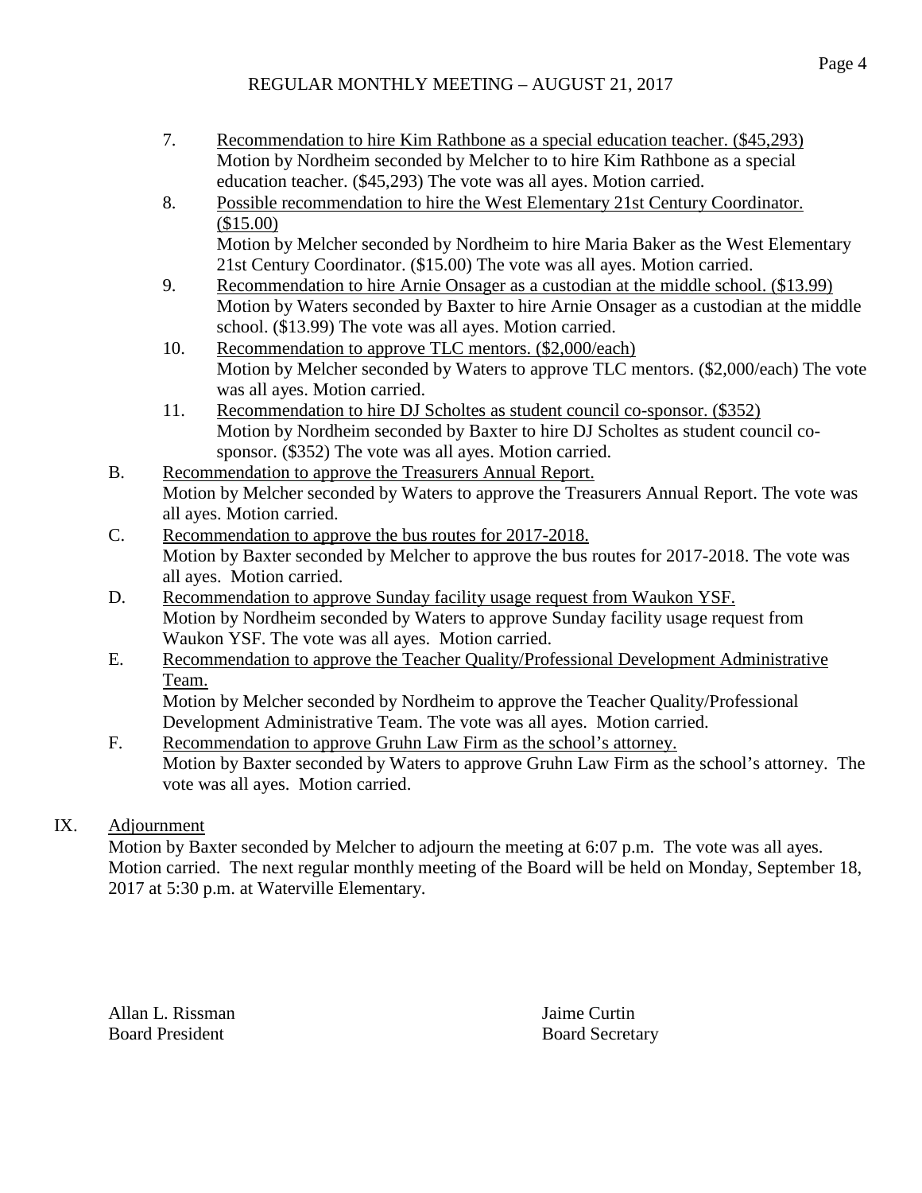7. <u>Recommendation to hire Kim Rathbone as a special education teacher. ($45,293)</u>
   Motion by Nordheim seconded by Melcher to to hire Kim Rathbone as a special education teacher. ($45,293) The vote was all ayes. Motion carried.
8. <u>Possible recommendation to hire the West Elementary 21st Century Coordinator. ($15.00)</u>
   Motion by Melcher seconded by Nordheim to hire Maria Baker as the West Elementary 21st Century Coordinator. ($15.00) The vote was all ayes. Motion carried.
9. <u>Recommendation to hire Arnie Onsager as a custodian at the middle school. ($13.99)</u>
   Motion by Waters seconded by Baxter to hire Arnie Onsager as a custodian at the middle school. ($13.99) The vote was all ayes. Motion carried.
10. <u>Recommendation to approve TLC mentors. ($2,000/each)</u>
    Motion by Melcher seconded by Waters to approve TLC mentors. ($2,000/each) The vote was all ayes. Motion carried.
11. <u>Recommendation to hire DJ Scholtes as student council co-sponsor. ($352)</u>
    Motion by Nordheim seconded by Baxter to hire DJ Scholtes as student council co-sponsor. ($352) The vote was all ayes. Motion carried.

B. <u>Recommendation to approve the Treasurers Annual Report.</u>
   Motion by Melcher seconded by Waters to approve the Treasurers Annual Report. The vote was all ayes. Motion carried.

C. <u>Recommendation to approve the bus routes for 2017-2018.</u>
   Motion by Baxter seconded by Melcher to approve the bus routes for 2017-2018. The vote was all ayes. Motion carried.

D. <u>Recommendation to approve Sunday facility usage request from Waukon YSF.</u>
   Motion by Nordheim seconded by Waters to approve Sunday facility usage request from Waukon YSF. The vote was all ayes. Motion carried.

E. <u>Recommendation to approve the Teacher Quality/Professional Development Administrative Team.</u>
   Motion by Melcher seconded by Nordheim to approve the Teacher Quality/Professional Development Administrative Team. The vote was all ayes. Motion carried.

F. <u>Recommendation to approve Gruhn Law Firm as the school's attorney.</u>
   Motion by Baxter seconded by Waters to approve Gruhn Law Firm as the school's attorney. The vote was all ayes. Motion carried.

IX. <u>Adjournment</u>
    Motion by Baxter seconded by Melcher to adjourn the meeting at 6:07 p.m. The vote was all ayes. Motion carried. The next regular monthly meeting of the Board will be held on Monday, September 18, 2017 at 5:30 p.m. at Waterville Elementary.

Allan L. Rissman
Board President

Jaime Curtin
Board Secretary